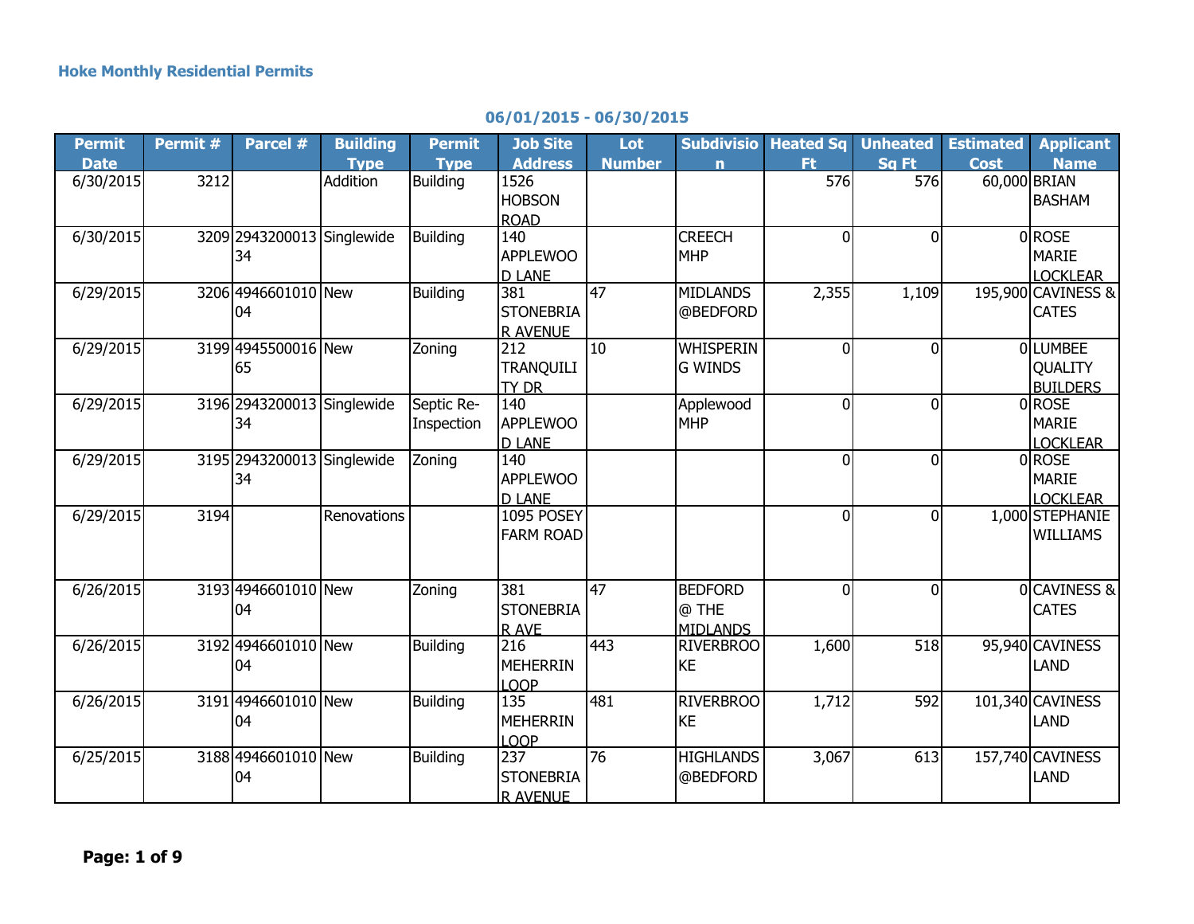# Hoke Monthly Residential Permits

## 06/01/2015 - 06/30/2015

| Permit Date | Permit # | Parcel # | Building Type | Permit Type | Job Site Address | Lot Number | Subdivision | Heated Sq Ft | Unheated Sq Ft | Estimated Cost | Applicant Name |
|---|---|---|---|---|---|---|---|---|---|---|---|
| 6/30/2015 | 3212 | | Addition | Building | 1526 HOBSON ROAD | | | 576 | 576 | 60,000 | BRIAN BASHAM |
| 6/30/2015 | 3209 | 294320001334 | Singlewide | Building | 140 APPLEWOOD LANE | | CREECH MHP | 0 | 0 | 0 | ROSE MARIE LOCKLEAR |
| 6/29/2015 | 3206 | 494660101004 | New | Building | 381 STONEBRIAR AVENUE | 47 | MIDLANDS @BEDFORD | 2,355 | 1,109 | 195,900 | CAVINESS & CATES |
| 6/29/2015 | 3199 | 494550001665 | New | Zoning | 212 TRANQUILITY DR | 10 | WHISPERING WINDS | 0 | 0 | 0 | LUMBEE QUALITY BUILDERS |
| 6/29/2015 | 3196 | 294320001334 | Singlewide | Septic Re-Inspection | 140 APPLEWOOD LANE | | Applewood MHP | 0 | 0 | 0 | ROSE MARIE LOCKLEAR |
| 6/29/2015 | 3195 | 294320001334 | Singlewide | Zoning | 140 APPLEWOOD LANE | | | 0 | 0 | 0 | ROSE MARIE LOCKLEAR |
| 6/29/2015 | 3194 | | Renovations | | 1095 POSEY FARM ROAD | | | 0 | 0 | 1,000 | STEPHANIE WILLIAMS |
| 6/26/2015 | 3193 | 494660101004 | New | Zoning | 381 STONEBRIAR AVE | 47 | BEDFORD @ THE MIDLANDS | 0 | 0 | 0 | CAVINESS & CATES |
| 6/26/2015 | 3192 | 494660101004 | New | Building | 216 MEHERRIN LOOP | 443 | RIVERBROOKE | 1,600 | 518 | 95,940 | CAVINESS LAND |
| 6/26/2015 | 3191 | 494660101004 | New | Building | 135 MEHERRIN LOOP | 481 | RIVERBROOKE | 1,712 | 592 | 101,340 | CAVINESS LAND |
| 6/25/2015 | 3188 | 494660101004 | New | Building | 237 STONEBRIAR AVENUE | 76 | HIGHLANDS @BEDFORD | 3,067 | 613 | 157,740 | CAVINESS LAND |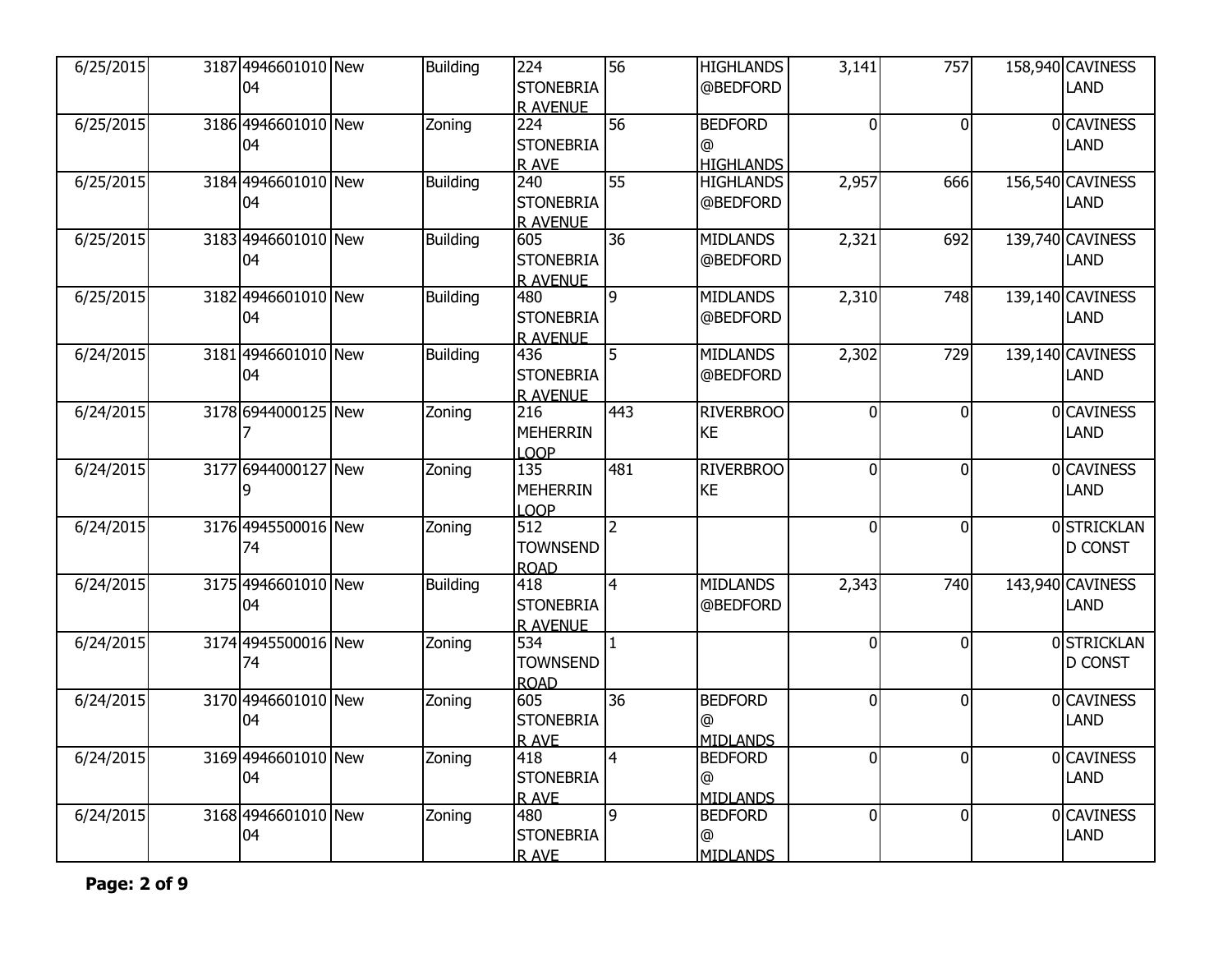| | | | | | | | | | | | |
|---|---|---|---|---|---|---|---|---|---|---|---|
| 6/25/2015 | 3187 | 494660101004 | New | Building | 224 STONEBRIAR AVENUE | 56 | HIGHLANDS @BEDFORD | 3,141 | 757 | 158,940 | CAVINESS LAND |
| 6/25/2015 | 3186 | 494660101004 | New | Zoning | 224 STONEBRIAR AVE | 56 | BEDFORD @ HIGHLANDS | 0 | 0 | 0 | CAVINESS LAND |
| 6/25/2015 | 3184 | 494660101004 | New | Building | 240 STONEBRIAR AVENUE | 55 | HIGHLANDS @BEDFORD | 2,957 | 666 | 156,540 | CAVINESS LAND |
| 6/25/2015 | 3183 | 494660101004 | New | Building | 605 STONEBRIAR AVENUE | 36 | MIDLANDS @BEDFORD | 2,321 | 692 | 139,740 | CAVINESS LAND |
| 6/25/2015 | 3182 | 494660101004 | New | Building | 480 STONEBRIAR AVENUE | 9 | MIDLANDS @BEDFORD | 2,310 | 748 | 139,140 | CAVINESS LAND |
| 6/24/2015 | 3181 | 494660101004 | New | Building | 436 STONEBRIAR AVENUE | 5 | MIDLANDS @BEDFORD | 2,302 | 729 | 139,140 | CAVINESS LAND |
| 6/24/2015 | 3178 | 69440001257 | New | Zoning | 216 MEHERRIN LOOP | 443 | RIVERBROOKE | 0 | 0 | 0 | CAVINESS LAND |
| 6/24/2015 | 3177 | 69440001279 | New | Zoning | 135 MEHERRIN LOOP | 481 | RIVERBROOKE | 0 | 0 | 0 | CAVINESS LAND |
| 6/24/2015 | 3176 | 494550001674 | New | Zoning | 512 TOWNSEND ROAD | 2 | | 0 | 0 | 0 | STRICKLAND CONST |
| 6/24/2015 | 3175 | 494660101004 | New | Building | 418 STONEBRIAR AVENUE | 4 | MIDLANDS @BEDFORD | 2,343 | 740 | 143,940 | CAVINESS LAND |
| 6/24/2015 | 3174 | 494550001674 | New | Zoning | 534 TOWNSEND ROAD | 1 | | 0 | 0 | 0 | STRICKLAND CONST |
| 6/24/2015 | 3170 | 494660101004 | New | Zoning | 605 STONEBRIAR AVE | 36 | BEDFORD @ MIDLANDS | 0 | 0 | 0 | CAVINESS LAND |
| 6/24/2015 | 3169 | 494660101004 | New | Zoning | 418 STONEBRIAR AVE | 4 | BEDFORD @ MIDLANDS | 0 | 0 | 0 | CAVINESS LAND |
| 6/24/2015 | 3168 | 494660101004 | New | Zoning | 480 STONEBRIAR AVE | 9 | BEDFORD @ MIDLANDS | 0 | 0 | 0 | CAVINESS LAND |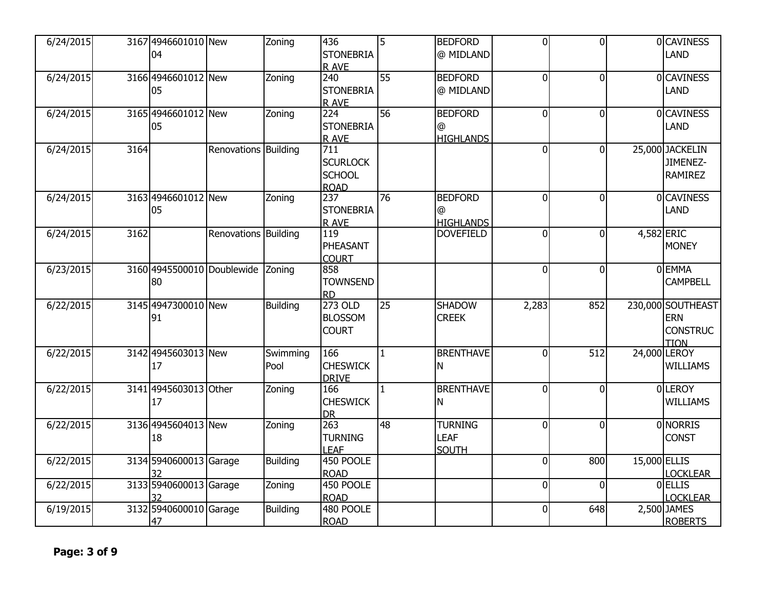| | | | | | | | | | | | |
|---|---|---|---|---|---|---|---|---|---|---|---|
| 6/24/2015 | 3167 | 494660101004 | New | Zoning | 436 STONEBRIAR AVE | 5 | BEDFORD @ MIDLAND | 0 | 0 | 0 | CAVINESS LAND |
| 6/24/2015 | 3166 | 494660101205 | New | Zoning | 240 STONEBRIAR AVE | 55 | BEDFORD @ MIDLAND | 0 | 0 | 0 | CAVINESS LAND |
| 6/24/2015 | 3165 | 494660101205 | New | Zoning | 224 STONEBRIAR AVE | 56 | BEDFORD @ HIGHLANDS | 0 | 0 | 0 | CAVINESS LAND |
| 6/24/2015 | 3164 | | Renovations | Building | 711 SCURLOCK SCHOOL ROAD | | | 0 | 0 | 25,000 | JACKELIN JIMENEZ-RAMIREZ |
| 6/24/2015 | 3163 | 494660101205 | New | Zoning | 237 STONEBRIAR AVE | 76 | BEDFORD @ HIGHLANDS | 0 | 0 | 0 | CAVINESS LAND |
| 6/24/2015 | 3162 | | Renovations | Building | 119 PHEASANT COURT | | DOVEFIELD | 0 | 0 | 4,582 | ERIC MONEY |
| 6/23/2015 | 3160 | 494550001080 | Doublewide | Zoning | 858 TOWNSEND RD | | | 0 | 0 | 0 | EMMA CAMPBELL |
| 6/22/2015 | 3145 | 494730001091 | New | Building | 273 OLD BLOSSOM COURT | 25 | SHADOW CREEK | 2,283 | 852 | 230,000 | SOUTHEASTERN CONSTRUCTION |
| 6/22/2015 | 3142 | 494560301317 | New | Swimming Pool | 166 CHESWICK DRIVE | 1 | BRENTHAVEN | 0 | 512 | 24,000 | LEROY WILLIAMS |
| 6/22/2015 | 3141 | 494560301317 | Other | Zoning | 166 CHESWICK DR | 1 | BRENTHAVEN | 0 | 0 | 0 | LEROY WILLIAMS |
| 6/22/2015 | 3136 | 494560401318 | New | Zoning | 263 TURNING LEAF | 48 | TURNING LEAF SOUTH | 0 | 0 | 0 | NORRIS CONST |
| 6/22/2015 | 3134 | 594060001332 | Garage | Building | 450 POOLE ROAD | | | 0 | 800 | 15,000 | ELLIS LOCKLEAR |
| 6/22/2015 | 3133 | 594060001332 | Garage | Zoning | 450 POOLE ROAD | | | 0 | 0 | 0 | ELLIS LOCKLEAR |
| 6/19/2015 | 3132 | 594060001047 | Garage | Building | 480 POOLE ROAD | | | 0 | 648 | 2,500 | JAMES ROBERTS |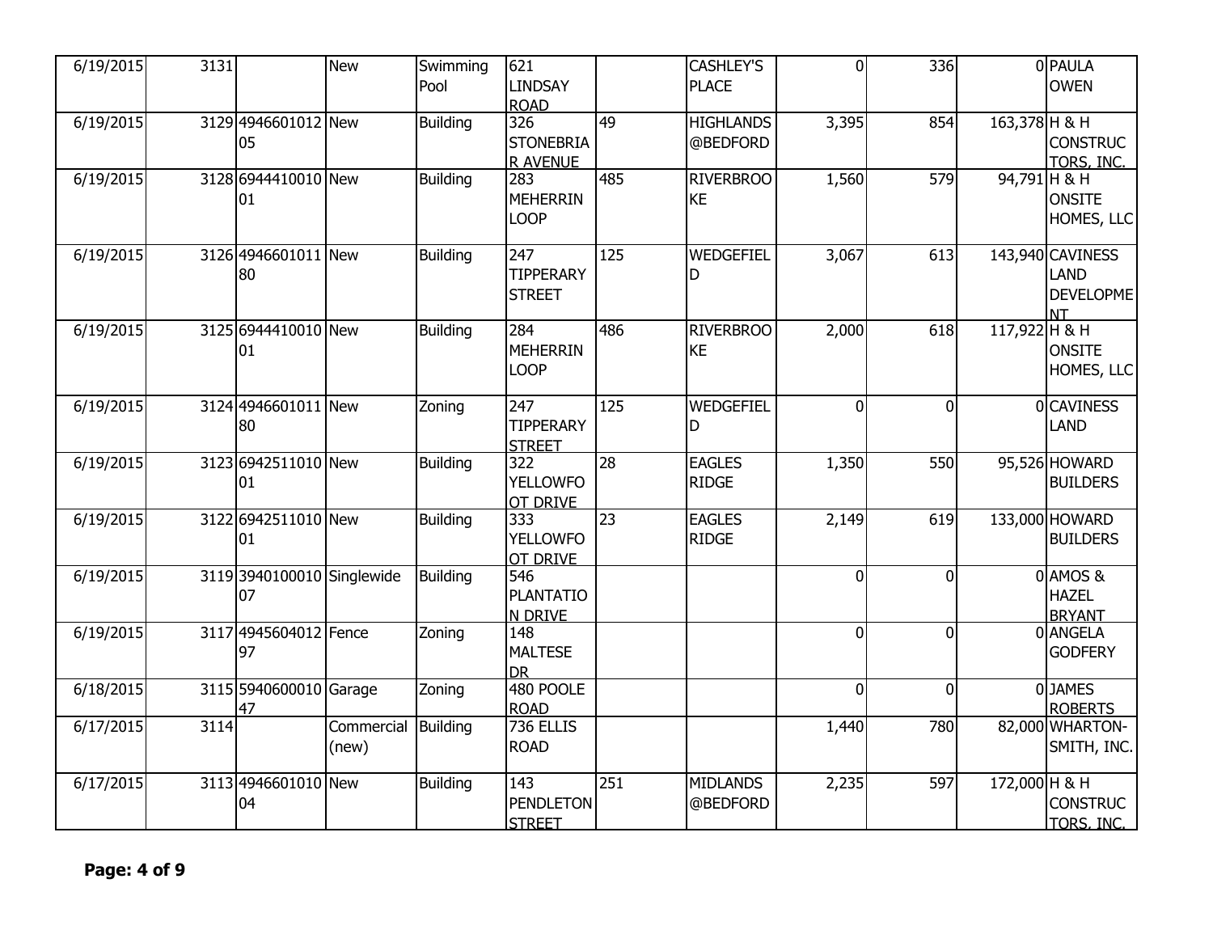| 6/19/2015 | 3131 | | New | Swimming Pool | 621 LINDSAY ROAD | | CASHLEY'S PLACE | 0 | 336 | 0 | PAULA OWEN |
|---|---|---|---|---|---|---|---|---|---|---|---|
| 6/19/2015 | 3129 | 494660101205 | New | Building | 326 STONEBRIAR AVENUE | 49 | HIGHLANDS @BEDFORD | 3,395 | 854 | 163,378 | H & H CONSTRUCTORS, INC. |
| 6/19/2015 | 3128 | 694441001001 | New | Building | 283 MEHERRIN LOOP | 485 | RIVERBROOKE | 1,560 | 579 | 94,791 | H & H ONSITE HOMES, LLC |
| 6/19/2015 | 3126 | 494660101180 | New | Building | 247 TIPPERARY STREET | 125 | WEDGEFIELD | 3,067 | 613 | 143,940 | CAVINESS LAND DEVELOPMENT |
| 6/19/2015 | 3125 | 694441001001 | New | Building | 284 MEHERRIN LOOP | 486 | RIVERBROOKE | 2,000 | 618 | 117,922 | H & H ONSITE HOMES, LLC |
| 6/19/2015 | 3124 | 494660101180 | New | Zoning | 247 TIPPERARY STREET | 125 | WEDGEFIELD | 0 | 0 | 0 | CAVINESS LAND |
| 6/19/2015 | 3123 | 694251101001 | New | Building | 322 YELLOWFOOT DRIVE | 28 | EAGLES RIDGE | 1,350 | 550 | 95,526 | HOWARD BUILDERS |
| 6/19/2015 | 3122 | 694251101001 | New | Building | 333 YELLOWFOOT DRIVE | 23 | EAGLES RIDGE | 2,149 | 619 | 133,000 | HOWARD BUILDERS |
| 6/19/2015 | 3119 | 394010001007 | Singlewide | Building | 546 PLANTATION DRIVE | | | 0 | 0 | 0 | AMOS & HAZEL BRYANT |
| 6/19/2015 | 3117 | 494560401297 | Fence | Zoning | 148 MALTESE DR | | | 0 | 0 | 0 | ANGELA GODFERY |
| 6/18/2015 | 3115 | 594060001047 | Garage | Zoning | 480 POOLE ROAD | | | 0 | 0 | 0 | JAMES ROBERTS |
| 6/17/2015 | 3114 | | Commercial (new) | Building | 736 ELLIS ROAD | | | 1,440 | 780 | 82,000 | WHARTON-SMITH, INC. |
| 6/17/2015 | 3113 | 494660101004 | New | Building | 143 PENDLETON STREET | 251 | MIDLANDS @BEDFORD | 2,235 | 597 | 172,000 | H & H CONSTRUCTORS, INC. |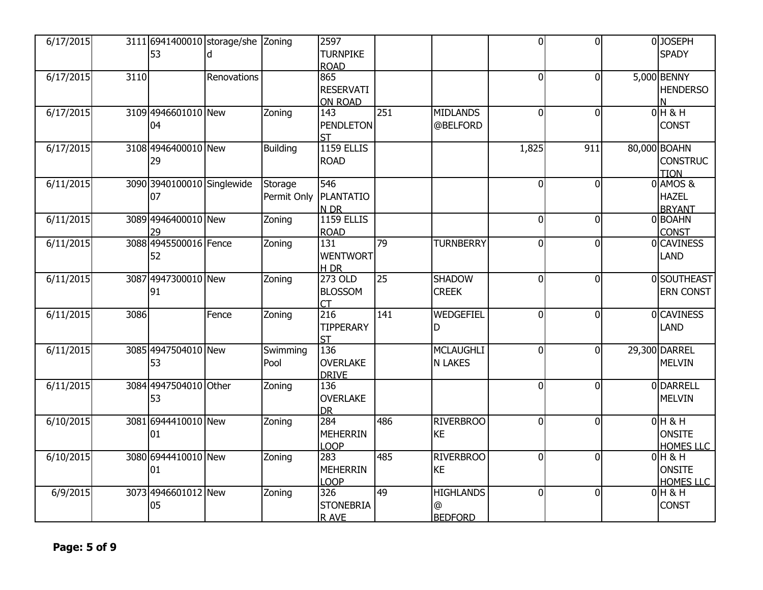| | | | | | | | | | | | |
|---|---|---|---|---|---|---|---|---|---|---|---|
| 6/17/2015 | 3111 | 694140001053 | storage/shed | Zoning | 2597 TURNPIKE ROAD | | | 0 | 0 | 0 | JOSEPH SPADY |
| 6/17/2015 | 3110 | | Renovations | | 865 RESERVATION ROAD | | | 0 | 0 | 5,000 | BENNY HENDERSON |
| 6/17/2015 | 3109 | 494660101004 | New | Zoning | 143 PENDLETON ST | 251 | MIDLANDS @BELFORD | 0 | 0 | 0 | H & H CONST |
| 6/17/2015 | 3108 | 494640001029 | New | Building | 1159 ELLIS ROAD | | | 1,825 | 911 | 80,000 | BOAHN CONSTRUCTION |
| 6/11/2015 | 3090 | 394010001007 | Singlewide | Storage Permit Only | 546 PLANTATION DR | | | 0 | 0 | 0 | AMOS & HAZEL BRYANT |
| 6/11/2015 | 3089 | 494640001029 | New | Zoning | 1159 ELLIS ROAD | | | 0 | 0 | 0 | BOAHN CONST |
| 6/11/2015 | 3088 | 494550001652 | Fence | Zoning | 131 WENTWORTH DR | 79 | TURNBERRY | 0 | 0 | 0 | CAVINESS LAND |
| 6/11/2015 | 3087 | 494730001091 | New | Zoning | 273 OLD BLOSSOM CT | 25 | SHADOW CREEK | 0 | 0 | 0 | SOUTHEASTERN CONST |
| 6/11/2015 | 3086 | | Fence | Zoning | 216 TIPPERARY ST | 141 | WEDGEFIELD | 0 | 0 | 0 | CAVINESS LAND |
| 6/11/2015 | 3085 | 494750401053 | New | Swimming Pool | 136 OVERLAKE DRIVE | | MCLAUGHLIN LAKES | 0 | 0 | 29,300 | DARREL MELVIN |
| 6/11/2015 | 3084 | 494750401053 | Other | Zoning | 136 OVERLAKE DR | | | 0 | 0 | 0 | DARRELL MELVIN |
| 6/10/2015 | 3081 | 694441001001 | New | Zoning | 284 MEHERRIN LOOP | 486 | RIVERBROOKE | 0 | 0 | 0 | H & H ONSITE HOMES LLC |
| 6/10/2015 | 3080 | 694441001001 | New | Zoning | 283 MEHERRIN LOOP | 485 | RIVERBROOKE | 0 | 0 | 0 | H & H ONSITE HOMES LLC |
| 6/9/2015 | 3073 | 494660101205 | New | Zoning | 326 STONEBRIAR AVE | 49 | HIGHLANDS @ BEDFORD | 0 | 0 | 0 | H & H CONST |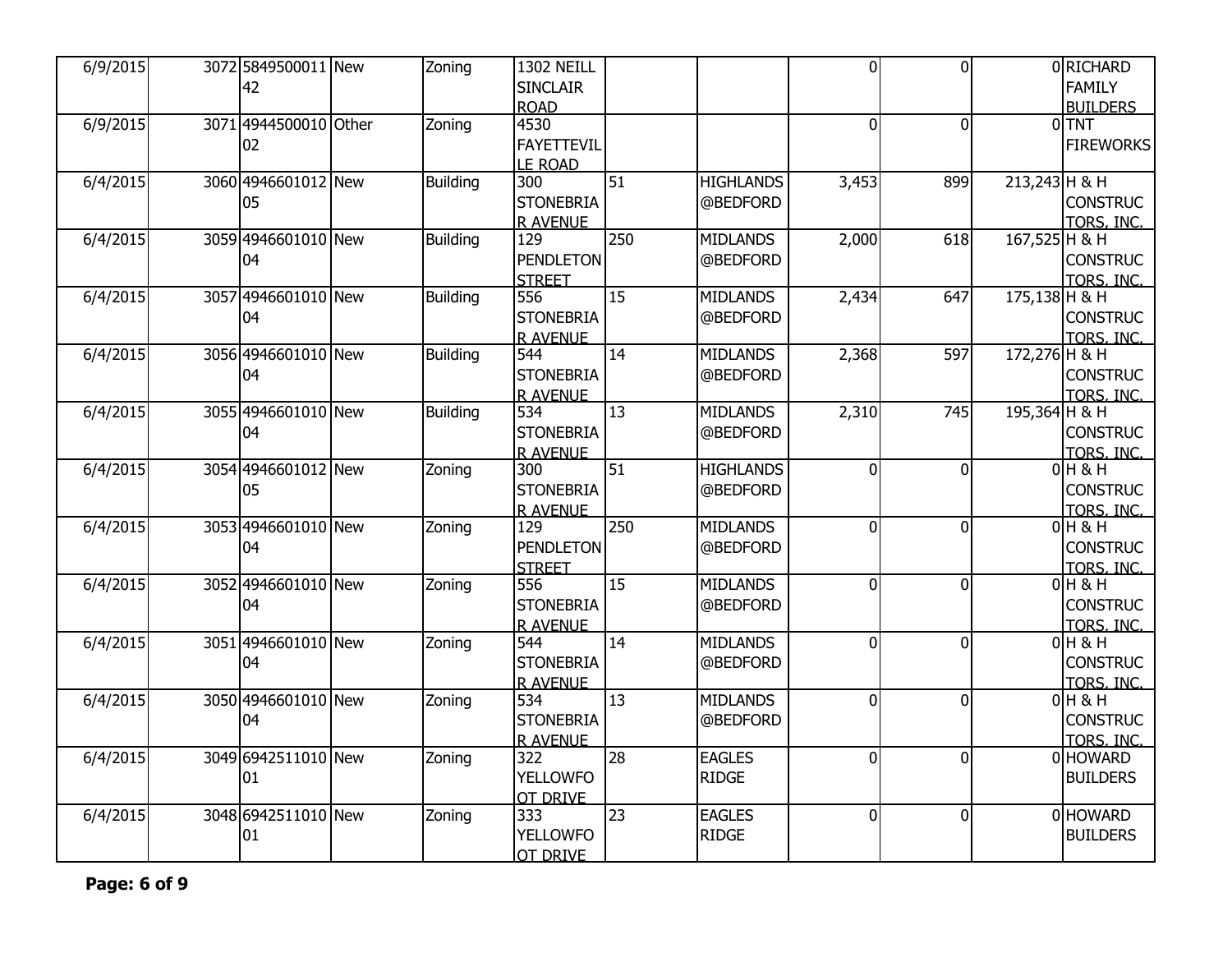| | | | | | | | | | | | |
|---|---|---|---|---|---|---|---|---|---|---|---|
| 6/9/2015 | 3072 | 584950001142 | New | Zoning | 1302 NEILL SINCLAIR ROAD | | | 0 | 0 | 0 | RICHARD FAMILY BUILDERS |
| 6/9/2015 | 3071 | 494450001002 | Other | Zoning | 4530 FAYETTEVILLE ROAD | | | 0 | 0 | 0 | TNT FIREWORKS |
| 6/4/2015 | 3060 | 494660101205 | New | Building | 300 STONEBRIAR AVENUE | 51 | HIGHLANDS @BEDFORD | 3,453 | 899 | 213,243 | H & H CONSTRUCTORS, INC. |
| 6/4/2015 | 3059 | 494660101004 | New | Building | 129 PENDLETON STREET | 250 | MIDLANDS @BEDFORD | 2,000 | 618 | 167,525 | H & H CONSTRUCTORS, INC. |
| 6/4/2015 | 3057 | 494660101004 | New | Building | 556 STONEBRIAR AVENUE | 15 | MIDLANDS @BEDFORD | 2,434 | 647 | 175,138 | H & H CONSTRUCTORS, INC. |
| 6/4/2015 | 3056 | 494660101004 | New | Building | 544 STONEBRIAR AVENUE | 14 | MIDLANDS @BEDFORD | 2,368 | 597 | 172,276 | H & H CONSTRUCTORS, INC. |
| 6/4/2015 | 3055 | 494660101004 | New | Building | 534 STONEBRIAR AVENUE | 13 | MIDLANDS @BEDFORD | 2,310 | 745 | 195,364 | H & H CONSTRUCTORS, INC. |
| 6/4/2015 | 3054 | 494660101205 | New | Zoning | 300 STONEBRIAR AVENUE | 51 | HIGHLANDS @BEDFORD | 0 | 0 | 0 | H & H CONSTRUCTORS, INC. |
| 6/4/2015 | 3053 | 494660101004 | New | Zoning | 129 PENDLETON STREET | 250 | MIDLANDS @BEDFORD | 0 | 0 | 0 | H & H CONSTRUCTORS, INC. |
| 6/4/2015 | 3052 | 494660101004 | New | Zoning | 556 STONEBRIAR AVENUE | 15 | MIDLANDS @BEDFORD | 0 | 0 | 0 | H & H CONSTRUCTORS, INC. |
| 6/4/2015 | 3051 | 494660101004 | New | Zoning | 544 STONEBRIAR AVENUE | 14 | MIDLANDS @BEDFORD | 0 | 0 | 0 | H & H CONSTRUCTORS, INC. |
| 6/4/2015 | 3050 | 494660101004 | New | Zoning | 534 STONEBRIAR AVENUE | 13 | MIDLANDS @BEDFORD | 0 | 0 | 0 | H & H CONSTRUCTORS, INC. |
| 6/4/2015 | 3049 | 694251101001 | New | Zoning | 322 YELLOWFOOT DRIVE | 28 | EAGLES RIDGE | 0 | 0 | 0 | HOWARD BUILDERS |
| 6/4/2015 | 3048 | 694251101001 | New | Zoning | 333 YELLOWFOOT DRIVE | 23 | EAGLES RIDGE | 0 | 0 | 0 | HOWARD BUILDERS |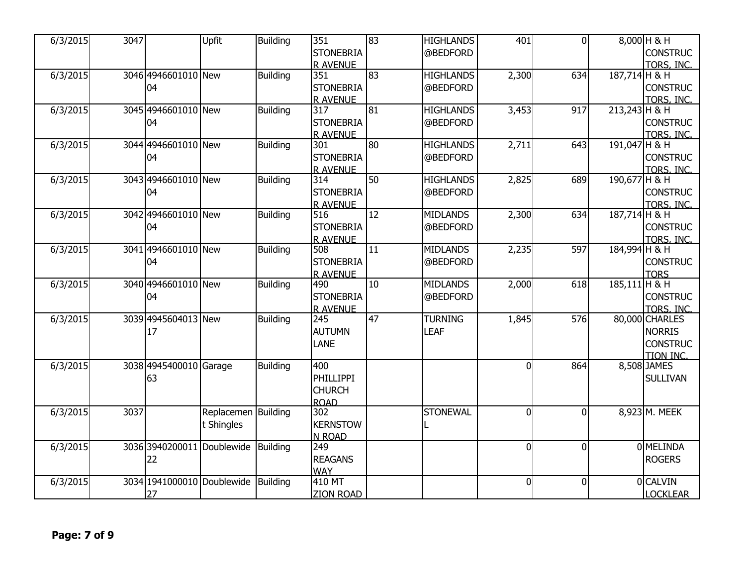| | | | | | | | | | | | |
|---|---|---|---|---|---|---|---|---|---|---|---|
| 6/3/2015 | 3047 | | Upfit | Building | 351 STONEBRIAR AVENUE | 83 | HIGHLANDS @BEDFORD | 401 | 0 | 8,000 | H & H CONSTRUCTORS, INC. |
| 6/3/2015 | 3046 | 494660101004 | New | Building | 351 STONEBRIAR AVENUE | 83 | HIGHLANDS @BEDFORD | 2,300 | 634 | 187,714 | H & H CONSTRUCTORS, INC. |
| 6/3/2015 | 3045 | 494660101004 | New | Building | 317 STONEBRIAR AVENUE | 81 | HIGHLANDS @BEDFORD | 3,453 | 917 | 213,243 | H & H CONSTRUCTORS, INC. |
| 6/3/2015 | 3044 | 494660101004 | New | Building | 301 STONEBRIAR AVENUE | 80 | HIGHLANDS @BEDFORD | 2,711 | 643 | 191,047 | H & H CONSTRUCTORS, INC. |
| 6/3/2015 | 3043 | 494660101004 | New | Building | 314 STONEBRIAR AVENUE | 50 | HIGHLANDS @BEDFORD | 2,825 | 689 | 190,677 | H & H CONSTRUCTORS, INC. |
| 6/3/2015 | 3042 | 494660101004 | New | Building | 516 STONEBRIAR AVENUE | 12 | MIDLANDS @BEDFORD | 2,300 | 634 | 187,714 | H & H CONSTRUCTORS, INC. |
| 6/3/2015 | 3041 | 494660101004 | New | Building | 508 STONEBRIAR AVENUE | 11 | MIDLANDS @BEDFORD | 2,235 | 597 | 184,994 | H & H CONSTRUCTORS |
| 6/3/2015 | 3040 | 494660101004 | New | Building | 490 STONEBRIAR AVENUE | 10 | MIDLANDS @BEDFORD | 2,000 | 618 | 185,111 | H & H CONSTRUCTORS, INC. |
| 6/3/2015 | 3039 | 494560401317 | New | Building | 245 AUTUMN LANE | 47 | TURNING LEAF | 1,845 | 576 | 80,000 | CHARLES NORRIS CONSTRUCTION INC. |
| 6/3/2015 | 3038 | 494540001063 | Garage | Building | 400 PHILLIPPI CHURCH ROAD | | | 0 | 864 | 8,508 | JAMES SULLIVAN |
| 6/3/2015 | 3037 | | Replacement Shingles | Building | 302 KERNSTOWN ROAD | | STONEWALL | 0 | 0 | 8,923 | M. MEEK |
| 6/3/2015 | 3036 | 394020001122 | Doublewide | Building | 249 REAGANS WAY | | | 0 | 0 | 0 | MELINDA ROGERS |
| 6/3/2015 | 3034 | 194100001027 | Doublewide | Building | 410 MT ZION ROAD | | | 0 | 0 | 0 | CALVIN LOCKLEAR |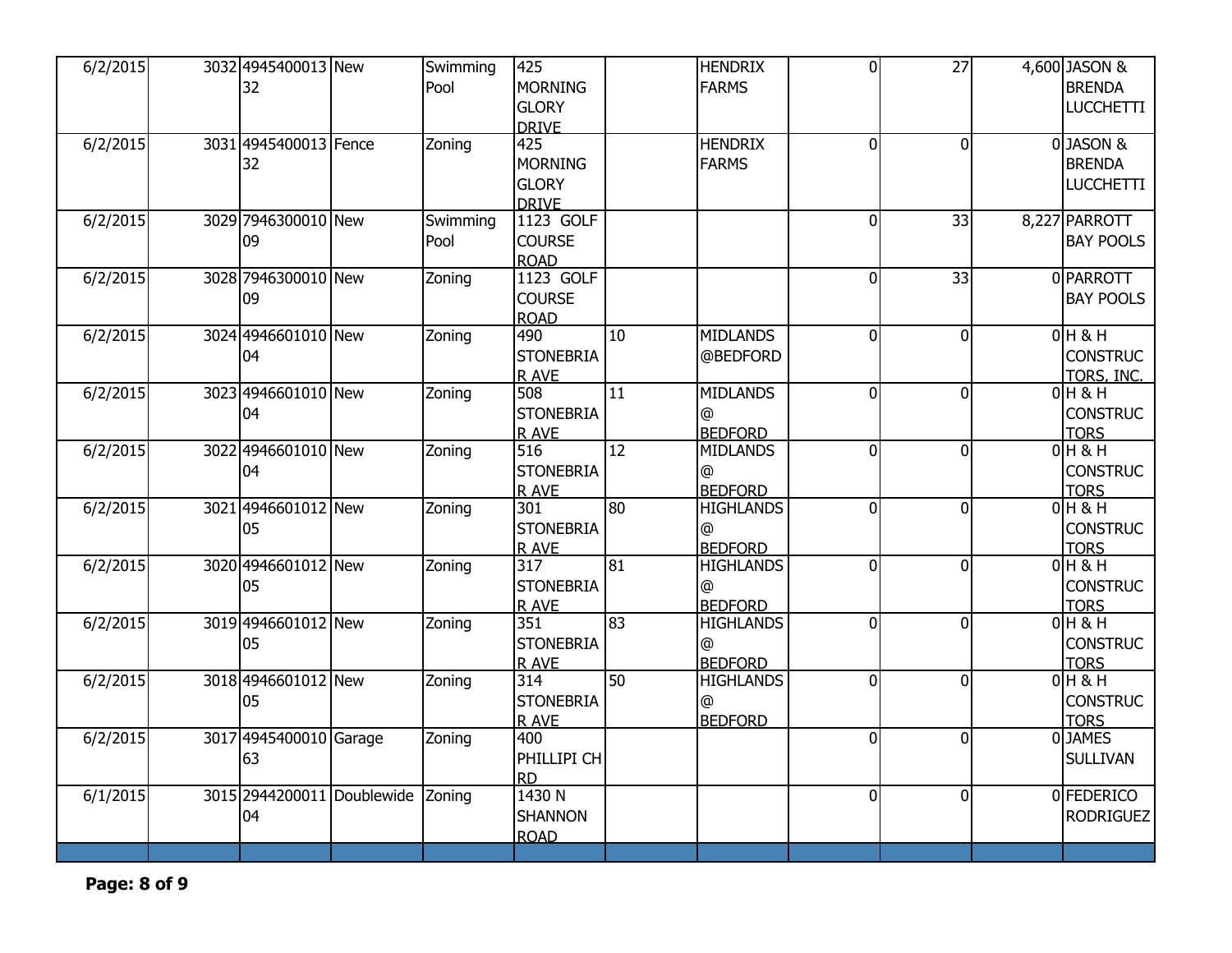| | | | | | | | | | | | |
|---|---|---|---|---|---|---|---|---|---|---|---|
| 6/2/2015 | 3032 | 494540001332 | New | Swimming Pool | 425 MORNING GLORY DRIVE | | HENDRIX FARMS | 0 | 27 | 4,600 | JASON & BRENDA LUCCHETTI |
| 6/2/2015 | 3031 | 494540001332 | Fence | Zoning | 425 MORNING GLORY DRIVE | | HENDRIX FARMS | 0 | 0 | 0 | JASON & BRENDA LUCCHETTI |
| 6/2/2015 | 3029 | 794630001009 | New | Swimming Pool | 1123 GOLF COURSE ROAD | | | 0 | 33 | 8,227 | PARROTT BAY POOLS |
| 6/2/2015 | 3028 | 794630001009 | New | Zoning | 1123 GOLF COURSE ROAD | | | 0 | 33 | 0 | PARROTT BAY POOLS |
| 6/2/2015 | 3024 | 494660101004 | New | Zoning | 490 STONEBRIAR AVE | 10 | MIDLANDS @BEDFORD | 0 | 0 | 0 | H & H CONSTRUCTORS, INC. |
| 6/2/2015 | 3023 | 494660101004 | New | Zoning | 508 STONEBRIAR AVE | 11 | MIDLANDS @ BEDFORD | 0 | 0 | 0 | H & H CONSTRUCTORS |
| 6/2/2015 | 3022 | 494660101004 | New | Zoning | 516 STONEBRIAR AVE | 12 | MIDLANDS @ BEDFORD | 0 | 0 | 0 | H & H CONSTRUCTORS |
| 6/2/2015 | 3021 | 494660101205 | New | Zoning | 301 STONEBRIAR AVE | 80 | HIGHLANDS @ BEDFORD | 0 | 0 | 0 | H & H CONSTRUCTORS |
| 6/2/2015 | 3020 | 494660101205 | New | Zoning | 317 STONEBRIAR AVE | 81 | HIGHLANDS @ BEDFORD | 0 | 0 | 0 | H & H CONSTRUCTORS |
| 6/2/2015 | 3019 | 494660101205 | New | Zoning | 351 STONEBRIAR AVE | 83 | HIGHLANDS @ BEDFORD | 0 | 0 | 0 | H & H CONSTRUCTORS |
| 6/2/2015 | 3018 | 494660101205 | New | Zoning | 314 STONEBRIAR AVE | 50 | HIGHLANDS @ BEDFORD | 0 | 0 | 0 | H & H CONSTRUCTORS |
| 6/2/2015 | 3017 | 494540001063 | Garage | Zoning | 400 PHILLIPI CH RD | | | 0 | 0 | 0 | JAMES SULLIVAN |
| 6/1/2015 | 3015 | 294420001104 | Doublewide | Zoning | 1430 N SHANNON ROAD | | | 0 | 0 | 0 | FEDERICO RODRIGUEZ |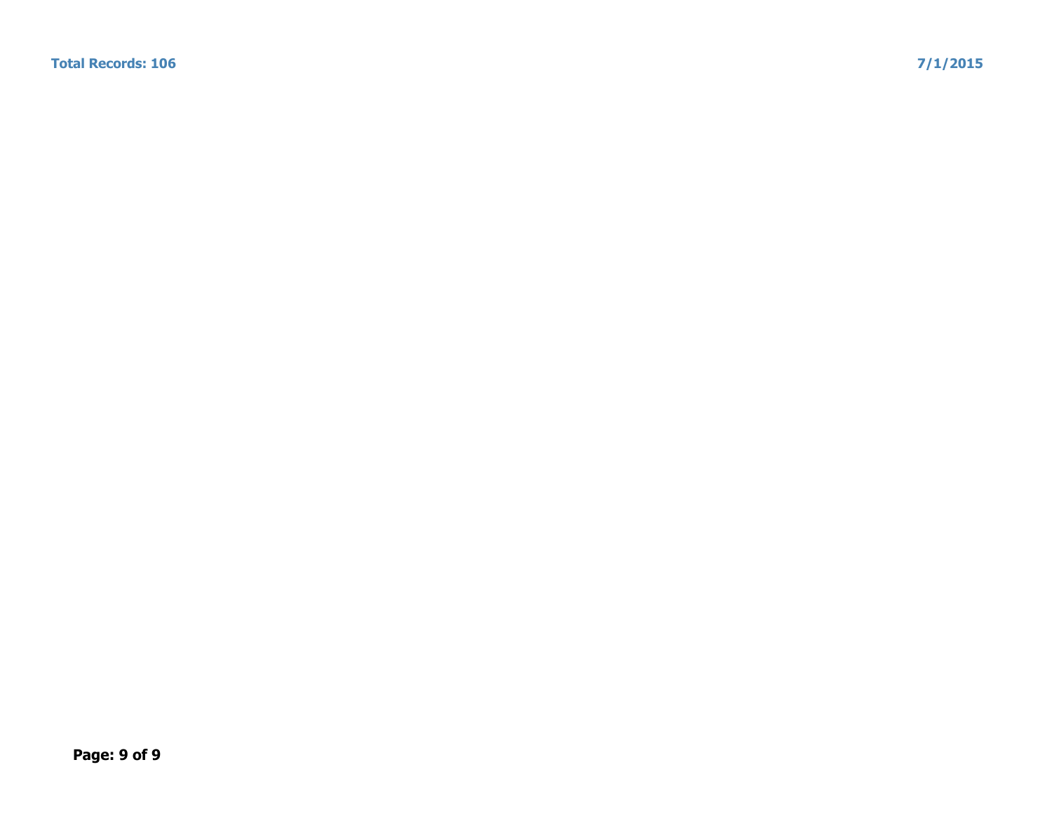**Total Records: 106**

**7/1/2015**